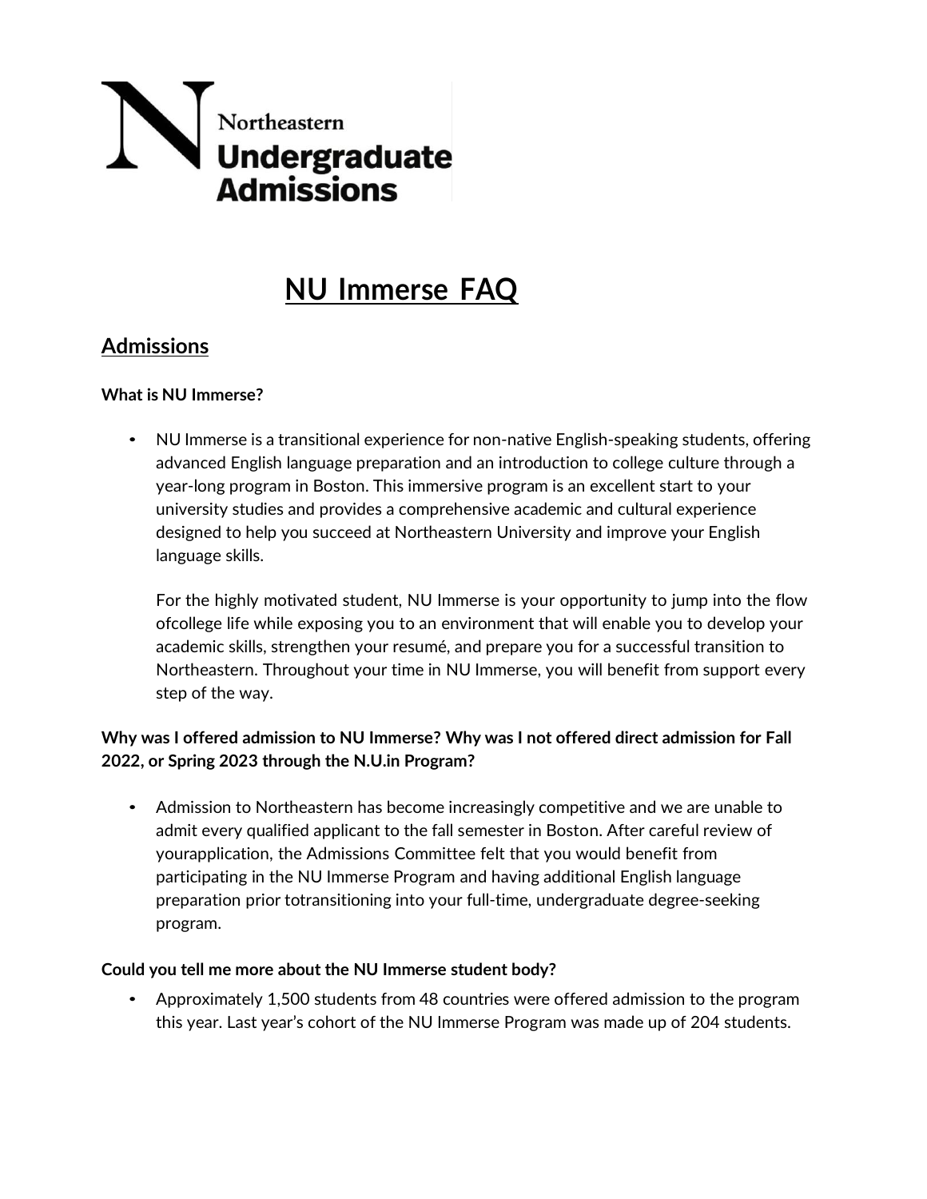Northeastern
Undergraduate
Admissions

# NU Immerse FAQ

## Admissions

**What is NU Immerse?**

- NU Immerse is a transitional experience for non-native English-speaking students, offering advanced English language preparation and an introduction to college culture through a year-long program in Boston. This immersive program is an excellent start to your university studies and provides a comprehensive academic and cultural experience designed to help you succeed at Northeastern University and improve your English language skills.

  For the highly motivated student, NU Immerse is your opportunity to jump into the flow ofcollege life while exposing you to an environment that will enable you to develop your academic skills, strengthen your resumé, and prepare you for a successful transition to Northeastern. Throughout your time in NU Immerse, you will benefit from support every step of the way.

**Why was I offered admission to NU Immerse? Why was I not offered direct admission for Fall 2022, or Spring 2023 through the N.U.in Program?**

- Admission to Northeastern has become increasingly competitive and we are unable to admit every qualified applicant to the fall semester in Boston. After careful review of yourapplication, the Admissions Committee felt that you would benefit from participating in the NU Immerse Program and having additional English language preparation prior totransitioning into your full-time, undergraduate degree-seeking program.

**Could you tell me more about the NU Immerse student body?**

- Approximately 1,500 students from 48 countries were offered admission to the program this year. Last year's cohort of the NU Immerse Program was made up of 204 students.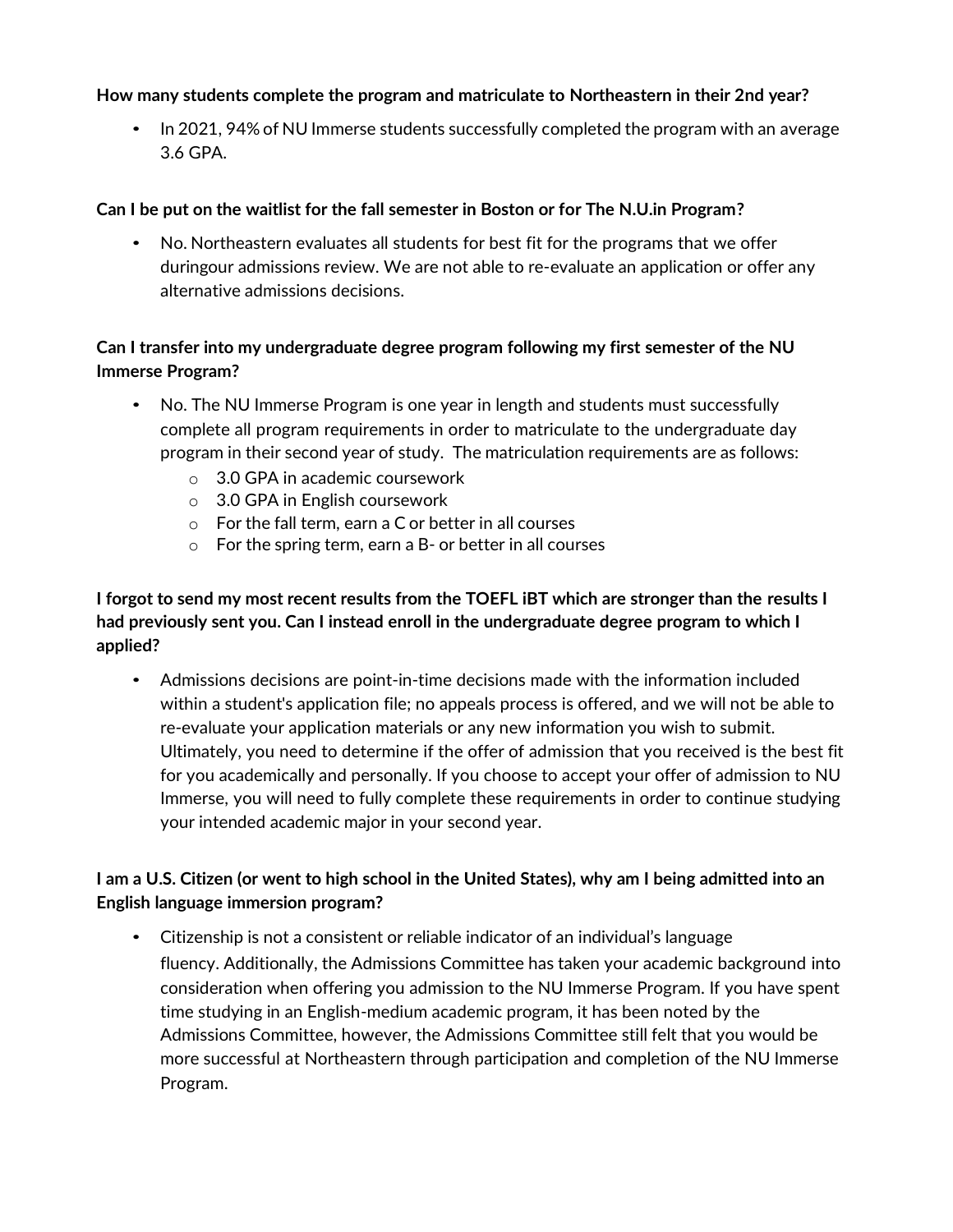**How many students complete the program and matriculate to Northeastern in their 2nd year?**

- In 2021, 94% of NU Immerse students successfully completed the program with an average 3.6 GPA.

**Can I be put on the waitlist for the fall semester in Boston or for The N.U.in Program?**

- No. Northeastern evaluates all students for best fit for the programs that we offer duringour admissions review. We are not able to re-evaluate an application or offer any alternative admissions decisions.

**Can I transfer into my undergraduate degree program following my first semester of the NU Immerse Program?**

- No. The NU Immerse Program is one year in length and students must successfully complete all program requirements in order to matriculate to the undergraduate day program in their second year of study. The matriculation requirements are as follows:
  - 3.0 GPA in academic coursework
  - 3.0 GPA in English coursework
  - For the fall term, earn a C or better in all courses
  - For the spring term, earn a B- or better in all courses

**I forgot to send my most recent results from the TOEFL iBT which are stronger than the results I had previously sent you. Can I instead enroll in the undergraduate degree program to which I applied?**

- Admissions decisions are point-in-time decisions made with the information included within a student's application file; no appeals process is offered, and we will not be able to re-evaluate your application materials or any new information you wish to submit. Ultimately, you need to determine if the offer of admission that you received is the best fit for you academically and personally. If you choose to accept your offer of admission to NU Immerse, you will need to fully complete these requirements in order to continue studying your intended academic major in your second year.

**I am a U.S. Citizen (or went to high school in the United States), why am I being admitted into an English language immersion program?**

- Citizenship is not a consistent or reliable indicator of an individual's language fluency. Additionally, the Admissions Committee has taken your academic background into consideration when offering you admission to the NU Immerse Program. If you have spent time studying in an English-medium academic program, it has been noted by the Admissions Committee, however, the Admissions Committee still felt that you would be more successful at Northeastern through participation and completion of the NU Immerse Program.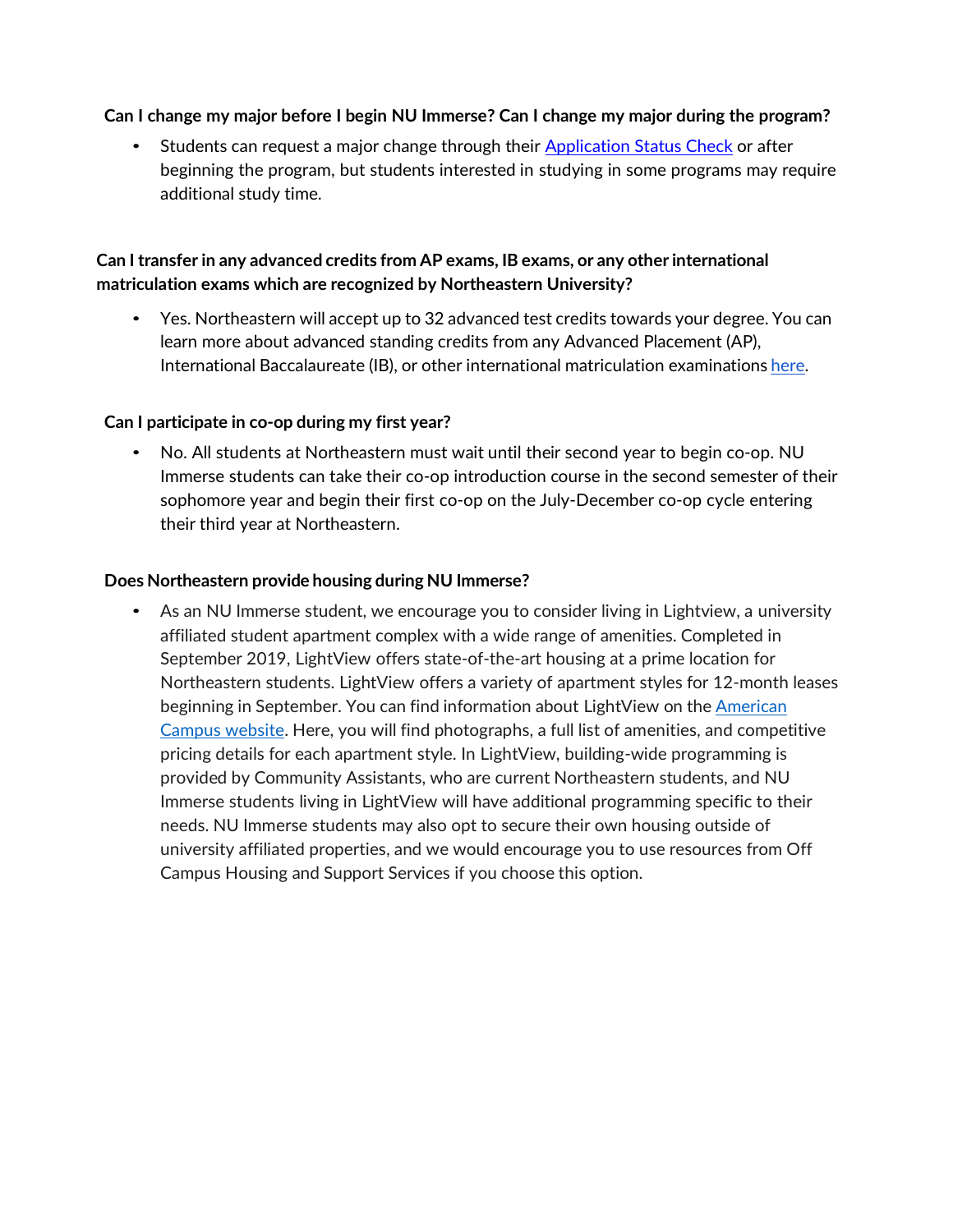**Can I change my major before I begin NU Immerse? Can I change my major during the program?**

- Students can request a major change through their [Application Status Check]() or after beginning the program, but students interested in studying in some programs may require additional study time.

**Can I transfer in any advanced credits from AP exams, IB exams, or any other international matriculation exams which are recognized by Northeastern University?**

- Yes. Northeastern will accept up to 32 advanced test credits towards your degree. You can learn more about advanced standing credits from any Advanced Placement (AP), International Baccalaureate (IB), or other international matriculation examinations [here]().

**Can I participate in co-op during my first year?**

- No. All students at Northeastern must wait until their second year to begin co-op. NU Immerse students can take their co-op introduction course in the second semester of their sophomore year and begin their first co-op on the July-December co-op cycle entering their third year at Northeastern.

**Does Northeastern provide housing during NU Immerse?**

- As an NU Immerse student, we encourage you to consider living in Lightview, a university affiliated student apartment complex with a wide range of amenities. Completed in September 2019, LightView offers state-of-the-art housing at a prime location for Northeastern students. LightView offers a variety of apartment styles for 12-month leases beginning in September. You can find information about LightView on the [American Campus website](). Here, you will find photographs, a full list of amenities, and competitive pricing details for each apartment style. In LightView, building-wide programming is provided by Community Assistants, who are current Northeastern students, and NU Immerse students living in LightView will have additional programming specific to their needs. NU Immerse students may also opt to secure their own housing outside of university affiliated properties, and we would encourage you to use resources from Off Campus Housing and Support Services if you choose this option.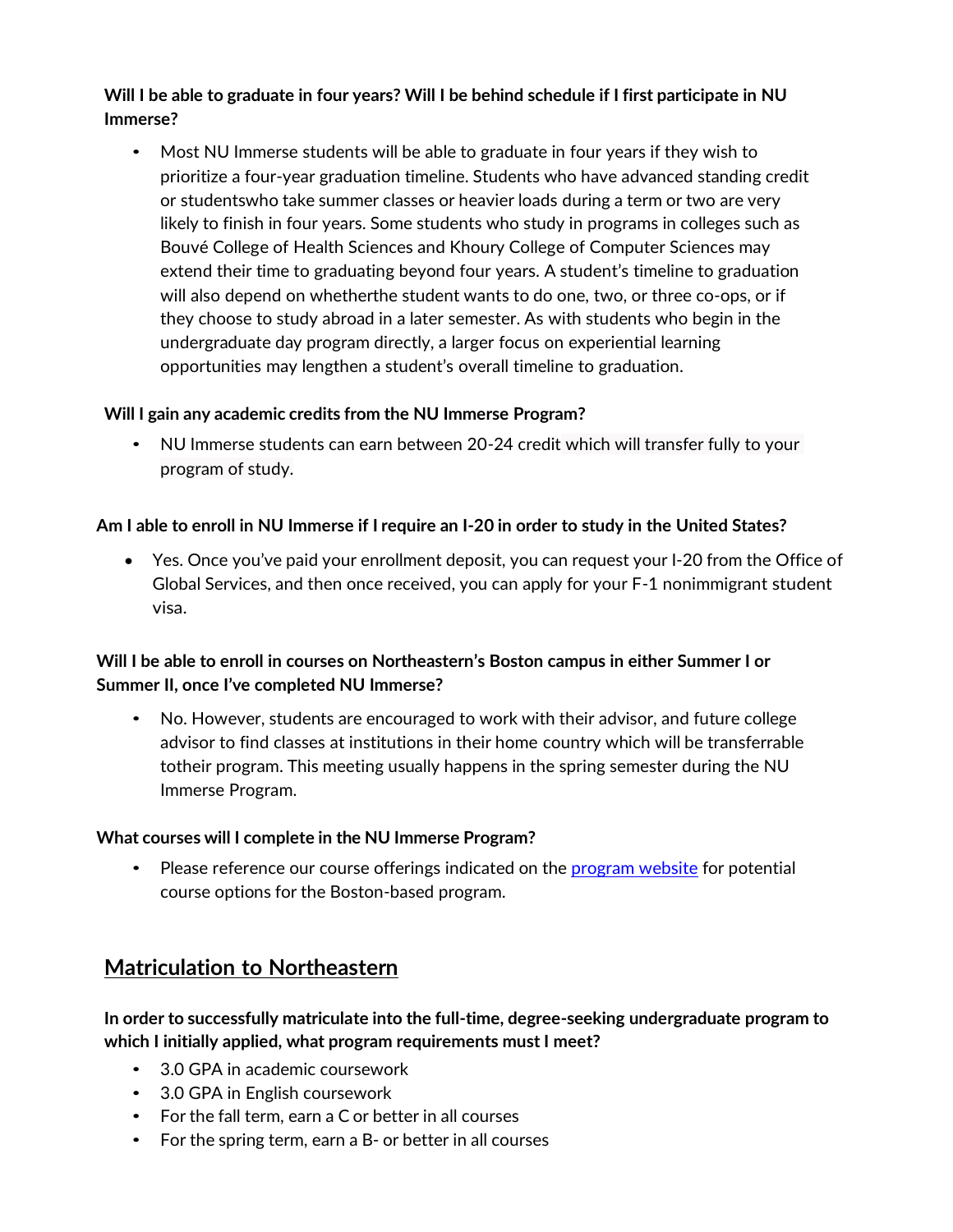**Will I be able to graduate in four years? Will I be behind schedule if I first participate in NU Immerse?**

- Most NU Immerse students will be able to graduate in four years if they wish to prioritize a four-year graduation timeline. Students who have advanced standing credit or studentswho take summer classes or heavier loads during a term or two are very likely to finish in four years. Some students who study in programs in colleges such as Bouvé College of Health Sciences and Khoury College of Computer Sciences may extend their time to graduating beyond four years. A student's timeline to graduation will also depend on whetherthe student wants to do one, two, or three co-ops, or if they choose to study abroad in a later semester. As with students who begin in the undergraduate day program directly, a larger focus on experiential learning opportunities may lengthen a student's overall timeline to graduation.

**Will I gain any academic credits from the NU Immerse Program?**

- NU Immerse students can earn between 20-24 credit which will transfer fully to your program of study.

**Am I able to enroll in NU Immerse if I require an I-20 in order to study in the United States?**

- Yes. Once you've paid your enrollment deposit, you can request your I-20 from the Office of Global Services, and then once received, you can apply for your F-1 nonimmigrant student visa.

**Will I be able to enroll in courses on Northeastern's Boston campus in either Summer I or Summer II, once I've completed NU Immerse?**

- No. However, students are encouraged to work with their advisor, and future college advisor to find classes at institutions in their home country which will be transferrable totheir program. This meeting usually happens in the spring semester during the NU Immerse Program.

**What courses will I complete in the NU Immerse Program?**

- Please reference our course offerings indicated on the [program website] for potential course options for the Boston-based program.

## Matriculation to Northeastern

**In order to successfully matriculate into the full-time, degree-seeking undergraduate program to which I initially applied, what program requirements must I meet?**

- 3.0 GPA in academic coursework
- 3.0 GPA in English coursework
- For the fall term, earn a C or better in all courses
- For the spring term, earn a B- or better in all courses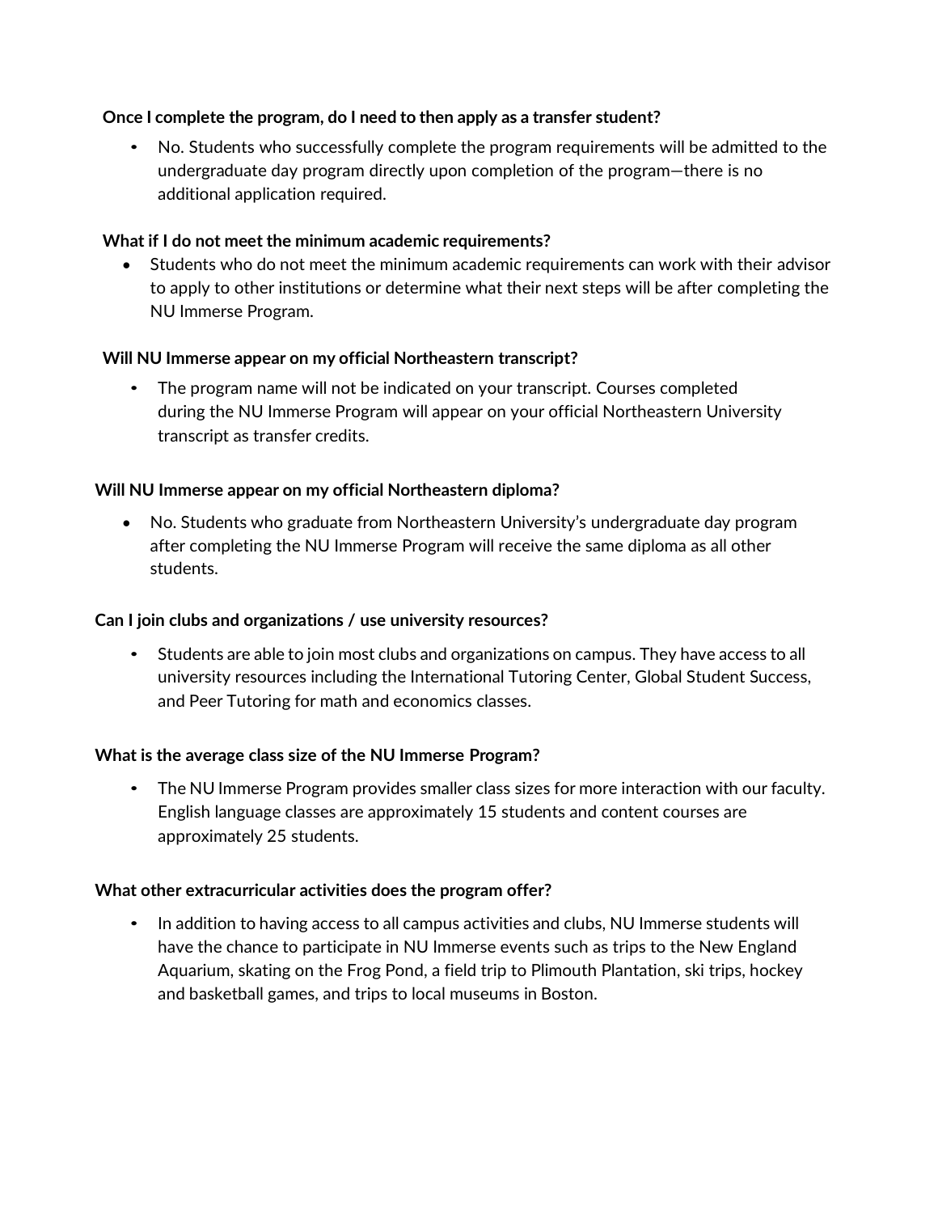**Once I complete the program, do I need to then apply as a transfer student?**

- No. Students who successfully complete the program requirements will be admitted to the undergraduate day program directly upon completion of the program—there is no additional application required.

**What if I do not meet the minimum academic requirements?**

- Students who do not meet the minimum academic requirements can work with their advisor to apply to other institutions or determine what their next steps will be after completing the NU Immerse Program.

**Will NU Immerse appear on my official Northeastern transcript?**

- The program name will not be indicated on your transcript. Courses completed during the NU Immerse Program will appear on your official Northeastern University transcript as transfer credits.

**Will NU Immerse appear on my official Northeastern diploma?**

- No. Students who graduate from Northeastern University's undergraduate day program after completing the NU Immerse Program will receive the same diploma as all other students.

**Can I join clubs and organizations / use university resources?**

- Students are able to join most clubs and organizations on campus. They have access to all university resources including the International Tutoring Center, Global Student Success, and Peer Tutoring for math and economics classes.

**What is the average class size of the NU Immerse Program?**

- The NU Immerse Program provides smaller class sizes for more interaction with our faculty. English language classes are approximately 15 students and content courses are approximately 25 students.

**What other extracurricular activities does the program offer?**

- In addition to having access to all campus activities and clubs, NU Immerse students will have the chance to participate in NU Immerse events such as trips to the New England Aquarium, skating on the Frog Pond, a field trip to Plimouth Plantation, ski trips, hockey and basketball games, and trips to local museums in Boston.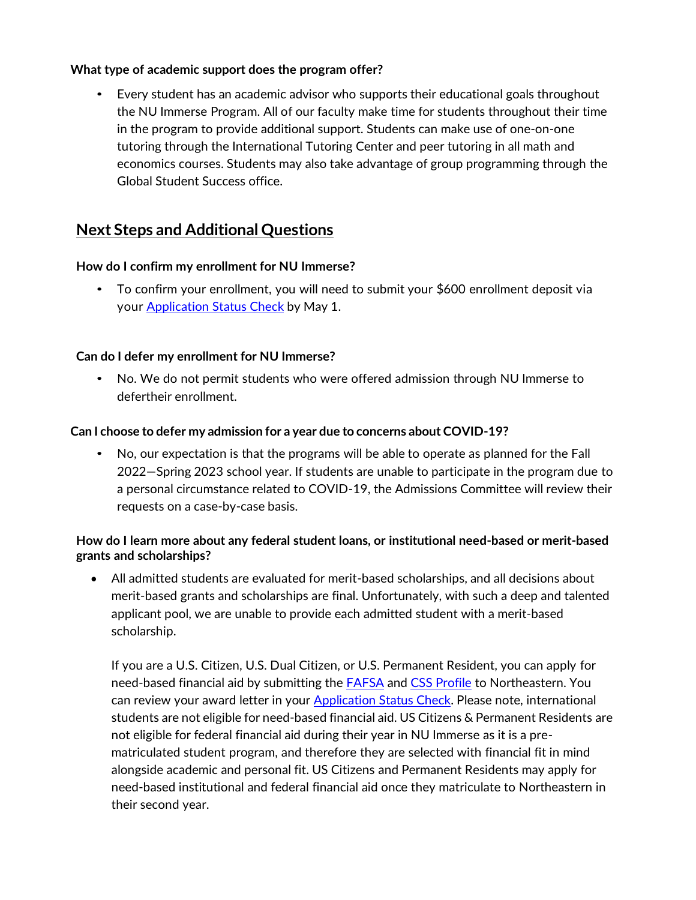**What type of academic support does the program offer?**

- Every student has an academic advisor who supports their educational goals throughout the NU Immerse Program. All of our faculty make time for students throughout their time in the program to provide additional support. Students can make use of one-on-one tutoring through the International Tutoring Center and peer tutoring in all math and economics courses. Students may also take advantage of group programming through the Global Student Success office.

## Next Steps and Additional Questions

**How do I confirm my enrollment for NU Immerse?**

- To confirm your enrollment, you will need to submit your $600 enrollment deposit via your [Application Status Check]() by May 1.

**Can do I defer my enrollment for NU Immerse?**

- No. We do not permit students who were offered admission through NU Immerse to defertheir enrollment.

**Can I choose to defer my admission for a year due to concerns about COVID-19?**

- No, our expectation is that the programs will be able to operate as planned for the Fall 2022—Spring 2023 school year. If students are unable to participate in the program due to a personal circumstance related to COVID-19, the Admissions Committee will review their requests on a case-by-case basis.

**How do I learn more about any federal student loans, or institutional need-based or merit-based grants and scholarships?**

- All admitted students are evaluated for merit-based scholarships, and all decisions about merit-based grants and scholarships are final. Unfortunately, with such a deep and talented applicant pool, we are unable to provide each admitted student with a merit-based scholarship.

  If you are a U.S. Citizen, U.S. Dual Citizen, or U.S. Permanent Resident, you can apply for need-based financial aid by submitting the [FAFSA]() and [CSS Profile]() to Northeastern. You can review your award letter in your [Application Status Check](). Please note, international students are not eligible for need-based financial aid. US Citizens & Permanent Residents are not eligible for federal financial aid during their year in NU Immerse as it is a pre-matriculated student program, and therefore they are selected with financial fit in mind alongside academic and personal fit. US Citizens and Permanent Residents may apply for need-based institutional and federal financial aid once they matriculate to Northeastern in their second year.